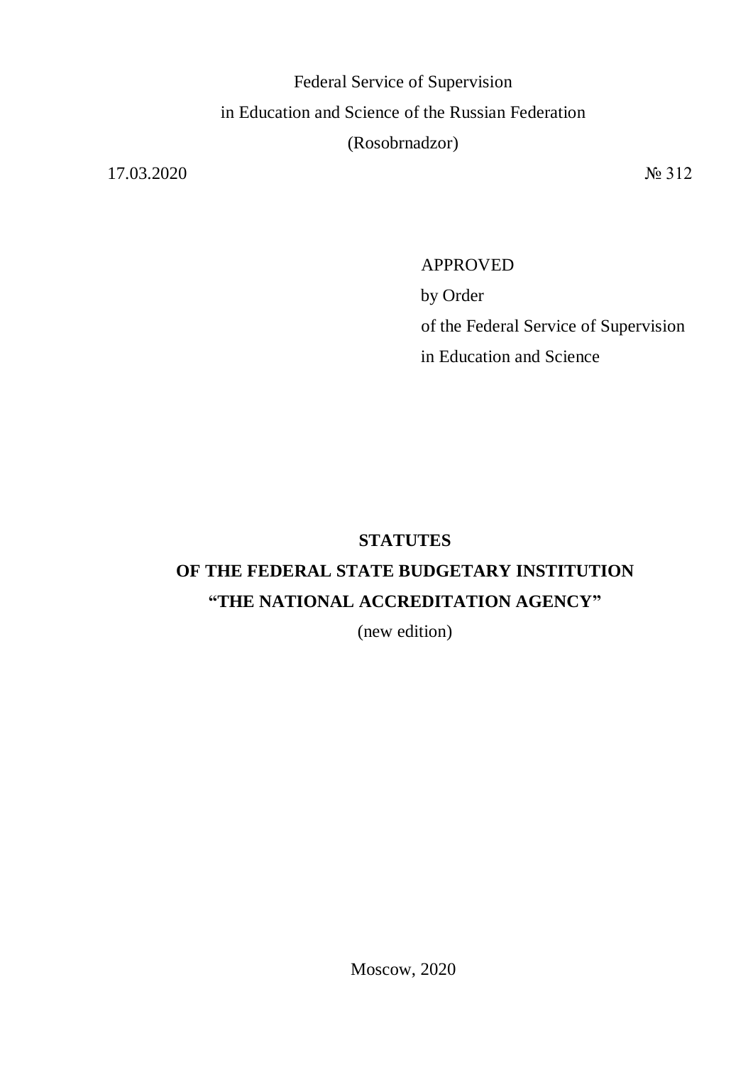Federal Service of Supervision
in Education and Science of the Russian Federation
(Rosobrnadzor)

17.03.2020 № 312

APPROVED
by Order
of the Federal Service of Supervision
in Education and Science

# STATUTES
# OF THE FEDERAL STATE BUDGETARY INSTITUTION
# "THE NATIONAL ACCREDITATION AGENCY"

(new edition)

Moscow, 2020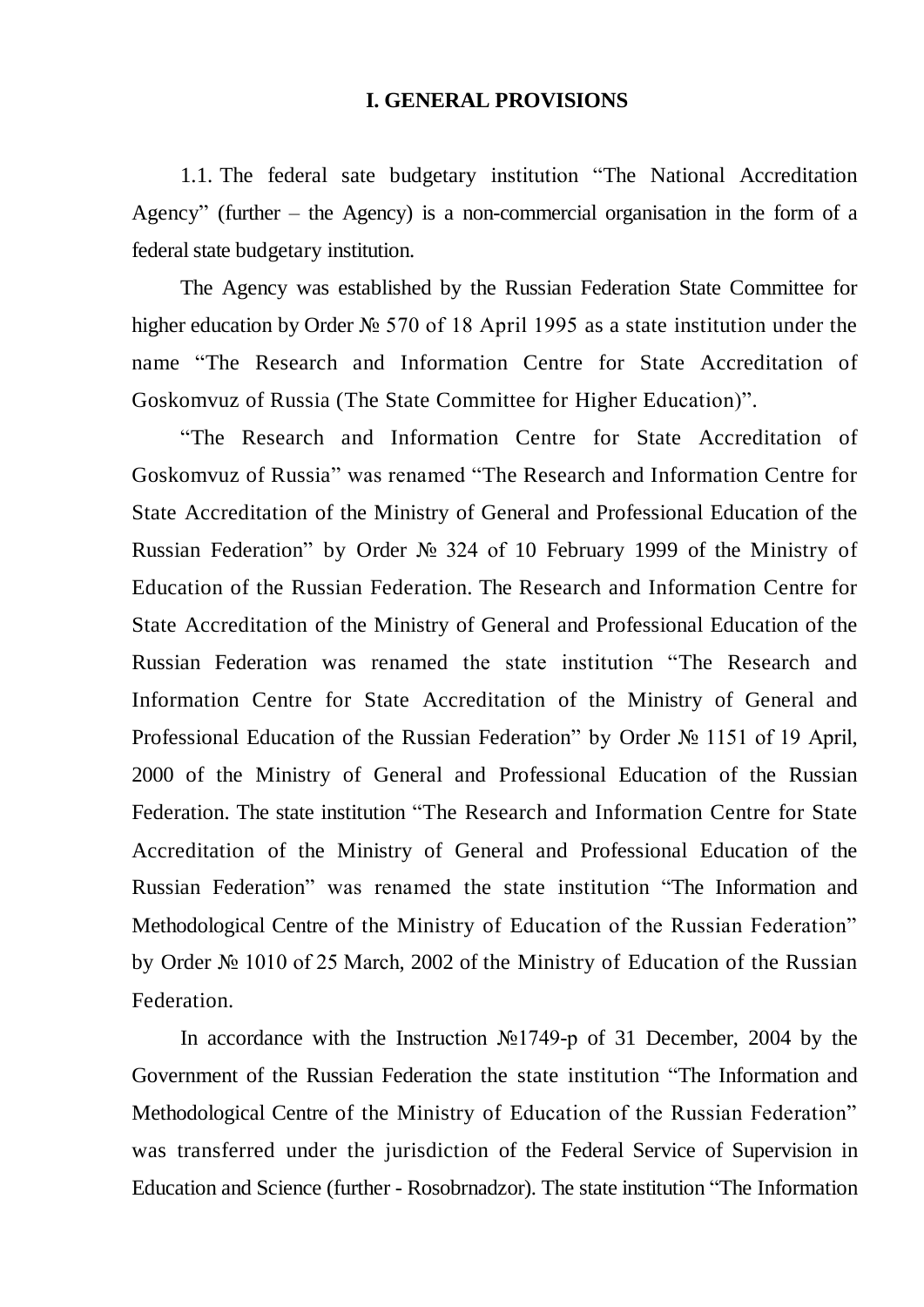## I. GENERAL PROVISIONS

1.1. The federal sate budgetary institution “The National Accreditation Agency” (further – the Agency) is a non-commercial organisation in the form of a federal state budgetary institution.

The Agency was established by the Russian Federation State Committee for higher education by Order № 570 of 18 April 1995 as a state institution under the name “The Research and Information Centre for State Accreditation of Goskomvuz of Russia (The State Committee for Higher Education)”.

“The Research and Information Centre for State Accreditation of Goskomvuz of Russia” was renamed “The Research and Information Centre for State Accreditation of the Ministry of General and Professional Education of the Russian Federation” by Order № 324 of 10 February 1999 of the Ministry of Education of the Russian Federation. The Research and Information Centre for State Accreditation of the Ministry of General and Professional Education of the Russian Federation was renamed the state institution “The Research and Information Centre for State Accreditation of the Ministry of General and Professional Education of the Russian Federation” by Order № 1151 of 19 April, 2000 of the Ministry of General and Professional Education of the Russian Federation. The state institution “The Research and Information Centre for State Accreditation of the Ministry of General and Professional Education of the Russian Federation” was renamed the state institution “The Information and Methodological Centre of the Ministry of Education of the Russian Federation” by Order № 1010 of 25 March, 2002 of the Ministry of Education of the Russian Federation.

In accordance with the Instruction №1749-р of 31 December, 2004 by the Government of the Russian Federation the state institution “The Information and Methodological Centre of the Ministry of Education of the Russian Federation” was transferred under the jurisdiction of the Federal Service of Supervision in Education and Science (further - Rosobrnadzor). The state institution “The Information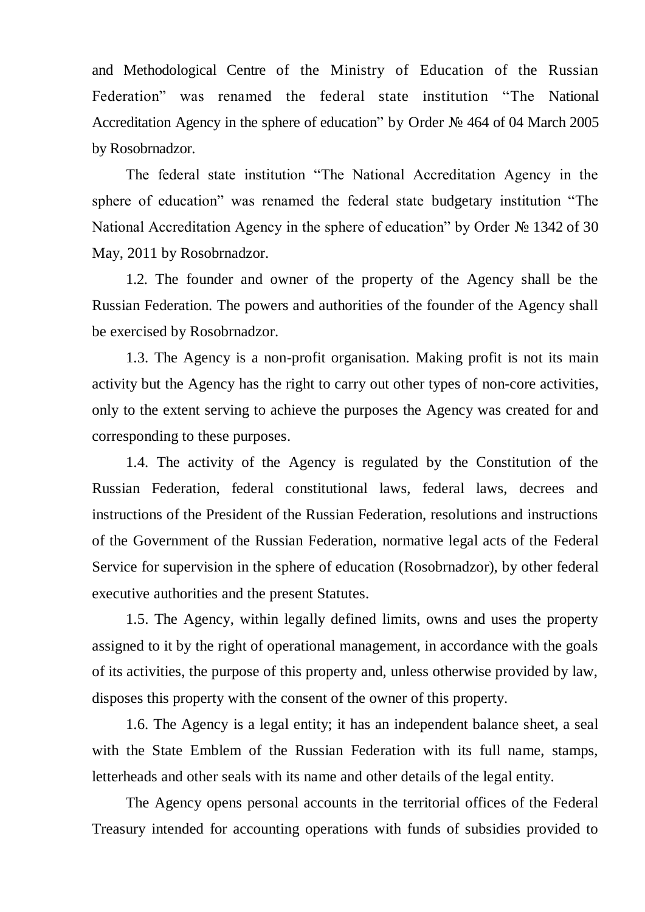and Methodological Centre of the Ministry of Education of the Russian Federation" was renamed the federal state institution "The National Accreditation Agency in the sphere of education" by Order № 464 of 04 March 2005 by Rosobrnadzor.

The federal state institution "The National Accreditation Agency in the sphere of education" was renamed the federal state budgetary institution "The National Accreditation Agency in the sphere of education" by Order № 1342 of 30 May, 2011 by Rosobrnadzor.

1.2. The founder and owner of the property of the Agency shall be the Russian Federation. The powers and authorities of the founder of the Agency shall be exercised by Rosobrnadzor.

1.3. The Agency is a non-profit organisation. Making profit is not its main activity but the Agency has the right to carry out other types of non-core activities, only to the extent serving to achieve the purposes the Agency was created for and corresponding to these purposes.

1.4. The activity of the Agency is regulated by the Constitution of the Russian Federation, federal constitutional laws, federal laws, decrees and instructions of the President of the Russian Federation, resolutions and instructions of the Government of the Russian Federation, normative legal acts of the Federal Service for supervision in the sphere of education (Rosobrnadzor), by other federal executive authorities and the present Statutes.

1.5. The Agency, within legally defined limits, owns and uses the property assigned to it by the right of operational management, in accordance with the goals of its activities, the purpose of this property and, unless otherwise provided by law, disposes this property with the consent of the owner of this property.

1.6. The Agency is a legal entity; it has an independent balance sheet, a seal with the State Emblem of the Russian Federation with its full name, stamps, letterheads and other seals with its name and other details of the legal entity.

The Agency opens personal accounts in the territorial offices of the Federal Treasury intended for accounting operations with funds of subsidies provided to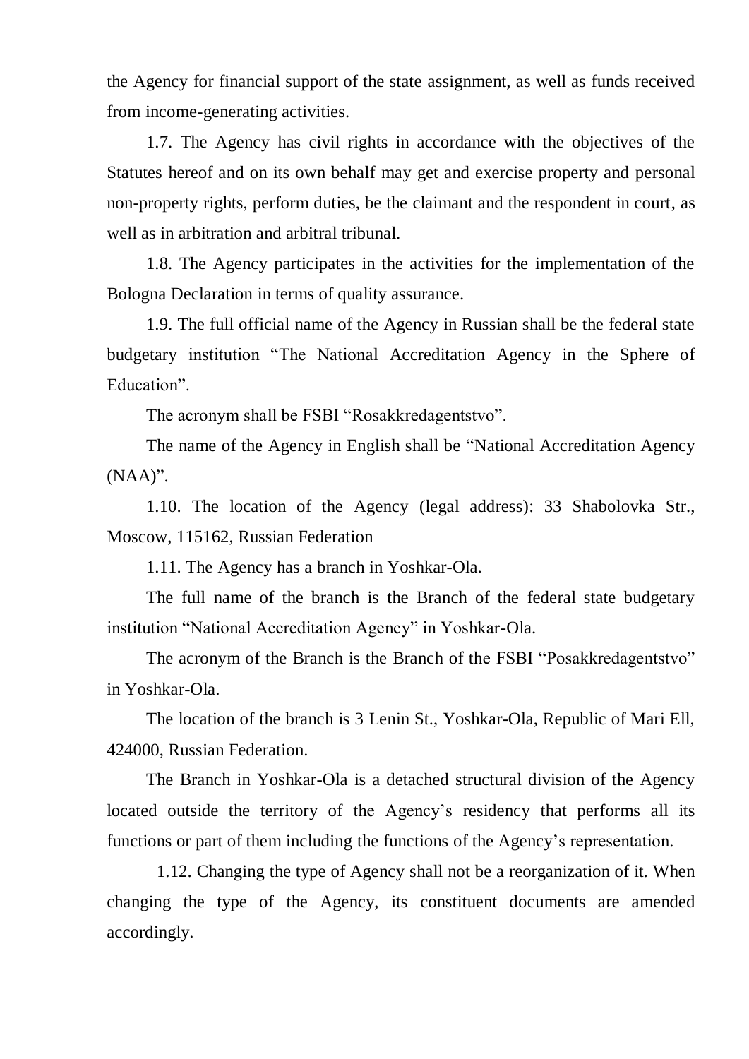the Agency for financial support of the state assignment, as well as funds received from income-generating activities.

1.7. The Agency has civil rights in accordance with the objectives of the Statutes hereof and on its own behalf may get and exercise property and personal non-property rights, perform duties, be the claimant and the respondent in court, as well as in arbitration and arbitral tribunal.

1.8. The Agency participates in the activities for the implementation of the Bologna Declaration in terms of quality assurance.

1.9. The full official name of the Agency in Russian shall be the federal state budgetary institution "The National Accreditation Agency in the Sphere of Education".

The acronym shall be FSBI "Rosakkredagentstvo".

The name of the Agency in English shall be "National Accreditation Agency (NAA)".

1.10. The location of the Agency (legal address): 33 Shabolovka Str., Moscow, 115162, Russian Federation

1.11. The Agency has a branch in Yoshkar-Ola.

The full name of the branch is the Branch of the federal state budgetary institution "National Accreditation Agency" in Yoshkar-Ola.

The acronym of the Branch is the Branch of the FSBI "Posakkredagentstvo" in Yoshkar-Ola.

The location of the branch is 3 Lenin St., Yoshkar-Ola, Republic of Mari Ell, 424000, Russian Federation.

The Branch in Yoshkar-Ola is a detached structural division of the Agency located outside the territory of the Agency's residency that performs all its functions or part of them including the functions of the Agency's representation.

1.12. Changing the type of Agency shall not be a reorganization of it. When changing the type of the Agency, its constituent documents are amended accordingly.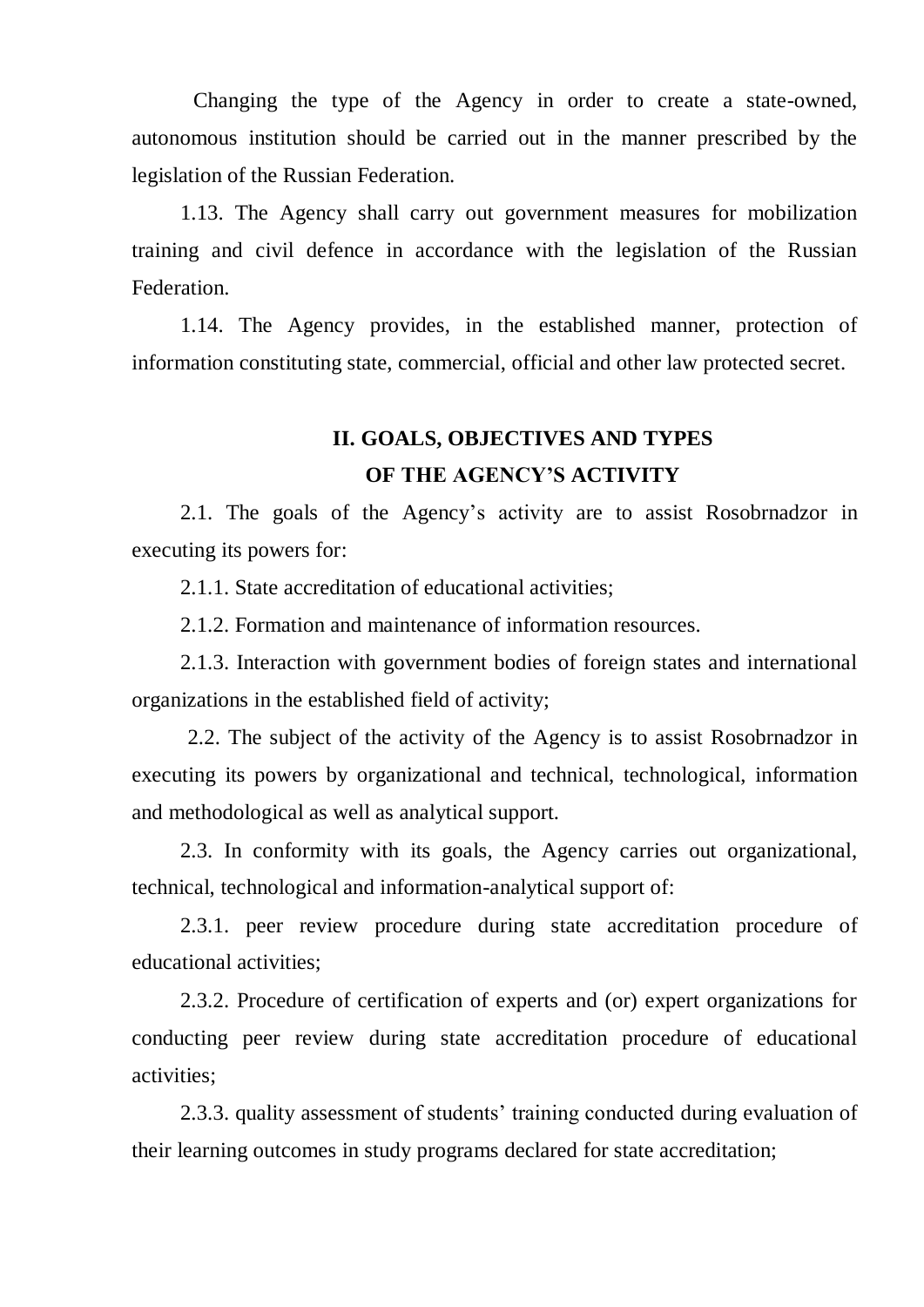Changing the type of the Agency in order to create a state-owned, autonomous institution should be carried out in the manner prescribed by the legislation of the Russian Federation.

1.13. The Agency shall carry out government measures for mobilization training and civil defence in accordance with the legislation of the Russian Federation.

1.14. The Agency provides, in the established manner, protection of information constituting state, commercial, official and other law protected secret.

## II. GOALS, OBJECTIVES AND TYPES OF THE AGENCY'S ACTIVITY

2.1. The goals of the Agency's activity are to assist Rosobrnadzor in executing its powers for:

2.1.1. State accreditation of educational activities;

2.1.2. Formation and maintenance of information resources.

2.1.3. Interaction with government bodies of foreign states and international organizations in the established field of activity;

2.2. The subject of the activity of the Agency is to assist Rosobrnadzor in executing its powers by organizational and technical, technological, information and methodological as well as analytical support.

2.3. In conformity with its goals, the Agency carries out organizational, technical, technological and information-analytical support of:

2.3.1. peer review procedure during state accreditation procedure of educational activities;

2.3.2. Procedure of certification of experts and (or) expert organizations for conducting peer review during state accreditation procedure of educational activities;

2.3.3. quality assessment of students' training conducted during evaluation of their learning outcomes in study programs declared for state accreditation;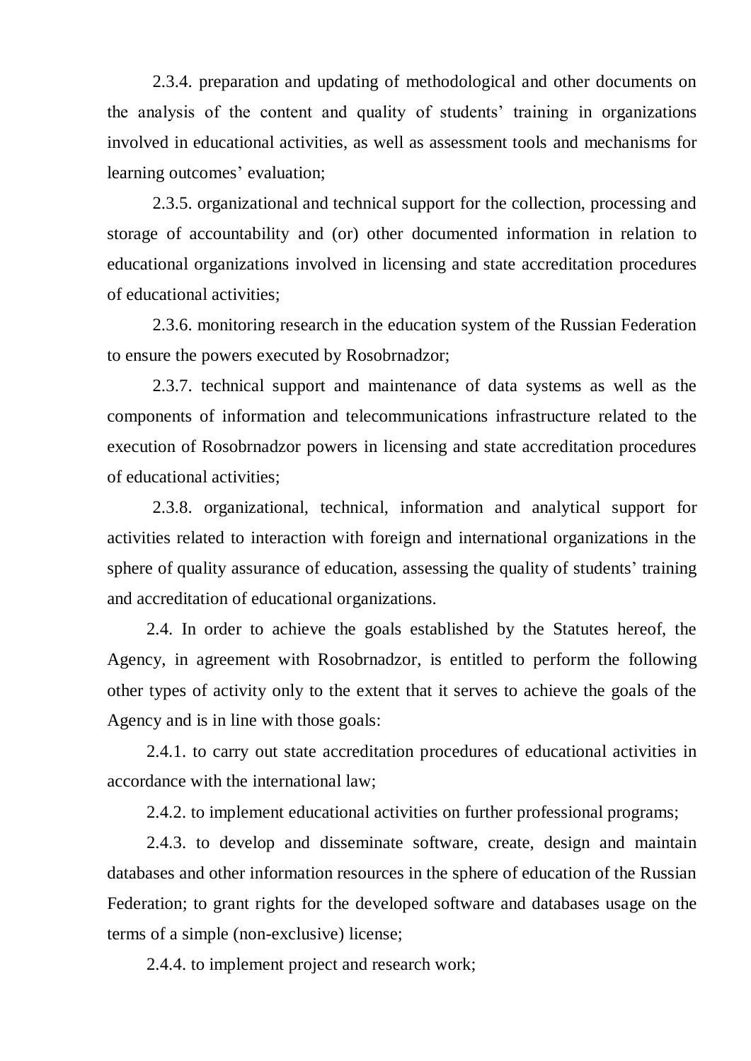2.3.4. preparation and updating of methodological and other documents on the analysis of the content and quality of students' training in organizations involved in educational activities, as well as assessment tools and mechanisms for learning outcomes' evaluation;

2.3.5. organizational and technical support for the collection, processing and storage of accountability and (or) other documented information in relation to educational organizations involved in licensing and state accreditation procedures of educational activities;

2.3.6. monitoring research in the education system of the Russian Federation to ensure the powers executed by Rosobrnadzor;

2.3.7. technical support and maintenance of data systems as well as the components of information and telecommunications infrastructure related to the execution of Rosobrnadzor powers in licensing and state accreditation procedures of educational activities;

2.3.8. organizational, technical, information and analytical support for activities related to interaction with foreign and international organizations in the sphere of quality assurance of education, assessing the quality of students' training and accreditation of educational organizations.

2.4. In order to achieve the goals established by the Statutes hereof, the Agency, in agreement with Rosobrnadzor, is entitled to perform the following other types of activity only to the extent that it serves to achieve the goals of the Agency and is in line with those goals:

2.4.1. to carry out state accreditation procedures of educational activities in accordance with the international law;

2.4.2. to implement educational activities on further professional programs;

2.4.3. to develop and disseminate software, create, design and maintain databases and other information resources in the sphere of education of the Russian Federation; to grant rights for the developed software and databases usage on the terms of a simple (non-exclusive) license;

2.4.4. to implement project and research work;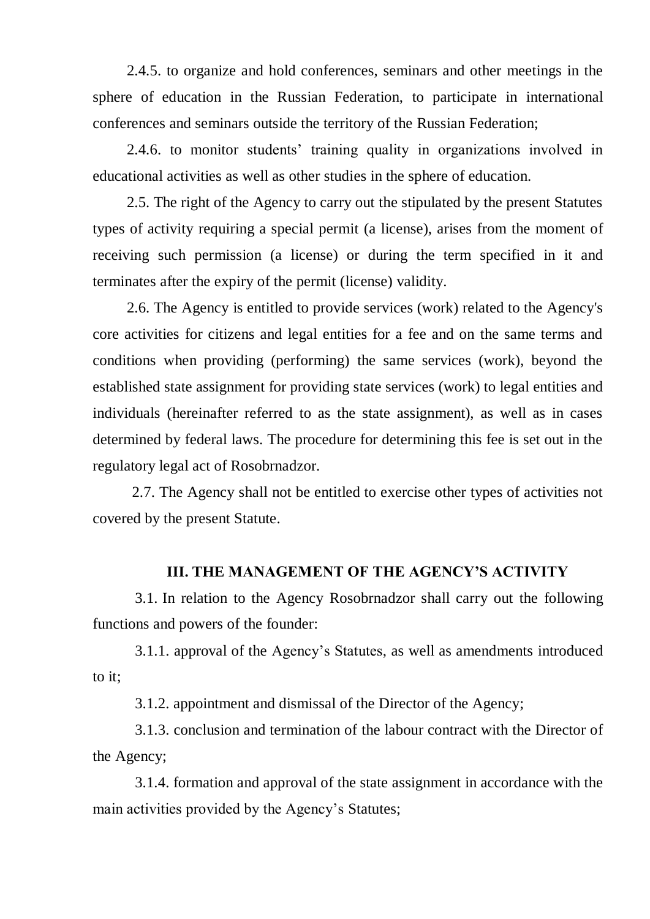2.4.5. to organize and hold conferences, seminars and other meetings in the sphere of education in the Russian Federation, to participate in international conferences and seminars outside the territory of the Russian Federation;

2.4.6. to monitor students' training quality in organizations involved in educational activities as well as other studies in the sphere of education.

2.5. The right of the Agency to carry out the stipulated by the present Statutes types of activity requiring a special permit (a license), arises from the moment of receiving such permission (a license) or during the term specified in it and terminates after the expiry of the permit (license) validity.

2.6. The Agency is entitled to provide services (work) related to the Agency's core activities for citizens and legal entities for a fee and on the same terms and conditions when providing (performing) the same services (work), beyond the established state assignment for providing state services (work) to legal entities and individuals (hereinafter referred to as the state assignment), as well as in cases determined by federal laws. The procedure for determining this fee is set out in the regulatory legal act of Rosobrnadzor.

2.7. The Agency shall not be entitled to exercise other types of activities not covered by the present Statute.

## III. THE MANAGEMENT OF THE AGENCY'S ACTIVITY

3.1. In relation to the Agency Rosobrnadzor shall carry out the following functions and powers of the founder:

3.1.1. approval of the Agency's Statutes, as well as amendments introduced to it;

3.1.2. appointment and dismissal of the Director of the Agency;

3.1.3. conclusion and termination of the labour contract with the Director of the Agency;

3.1.4. formation and approval of the state assignment in accordance with the main activities provided by the Agency's Statutes;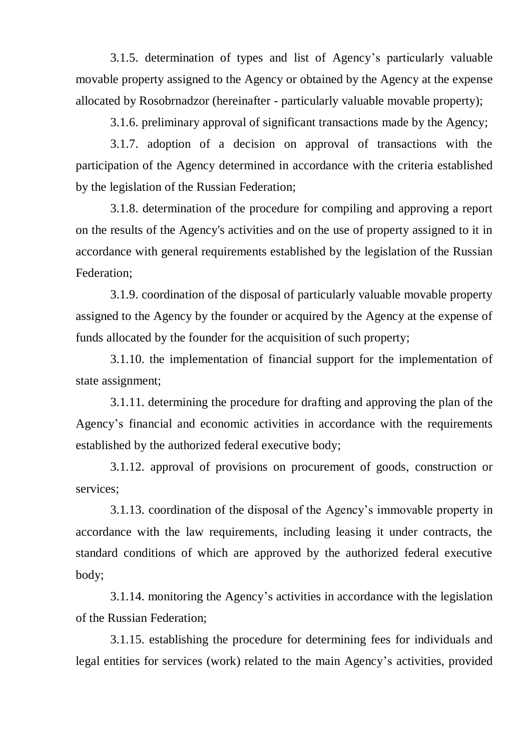3.1.5. determination of types and list of Agency's particularly valuable movable property assigned to the Agency or obtained by the Agency at the expense allocated by Rosobrnadzor (hereinafter - particularly valuable movable property);

3.1.6. preliminary approval of significant transactions made by the Agency;

3.1.7. adoption of a decision on approval of transactions with the participation of the Agency determined in accordance with the criteria established by the legislation of the Russian Federation;

3.1.8. determination of the procedure for compiling and approving a report on the results of the Agency's activities and on the use of property assigned to it in accordance with general requirements established by the legislation of the Russian Federation;

3.1.9. coordination of the disposal of particularly valuable movable property assigned to the Agency by the founder or acquired by the Agency at the expense of funds allocated by the founder for the acquisition of such property;

3.1.10. the implementation of financial support for the implementation of state assignment;

3.1.11. determining the procedure for drafting and approving the plan of the Agency's financial and economic activities in accordance with the requirements established by the authorized federal executive body;

3.1.12. approval of provisions on procurement of goods, construction or services;

3.1.13. coordination of the disposal of the Agency's immovable property in accordance with the law requirements, including leasing it under contracts, the standard conditions of which are approved by the authorized federal executive body;

3.1.14. monitoring the Agency's activities in accordance with the legislation of the Russian Federation;

3.1.15. establishing the procedure for determining fees for individuals and legal entities for services (work) related to the main Agency's activities, provided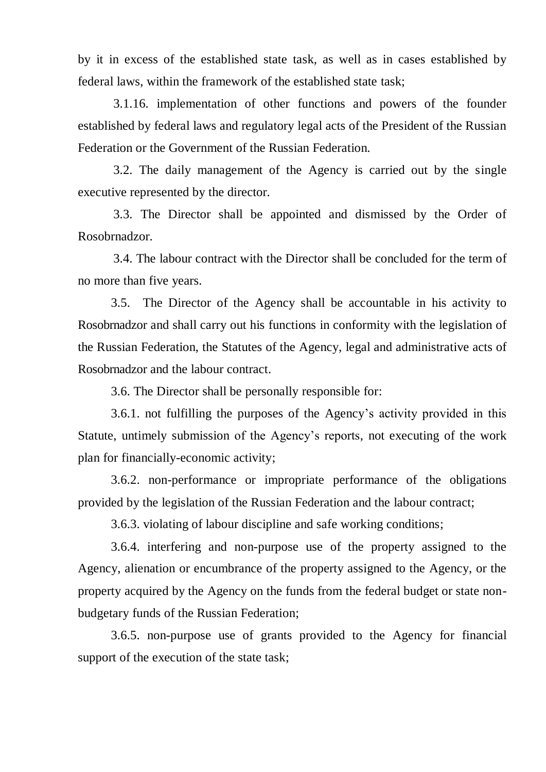by it in excess of the established state task, as well as in cases established by federal laws, within the framework of the established state task;

3.1.16. implementation of other functions and powers of the founder established by federal laws and regulatory legal acts of the President of the Russian Federation or the Government of the Russian Federation.

3.2. The daily management of the Agency is carried out by the single executive represented by the director.

3.3. The Director shall be appointed and dismissed by the Order of Rosobrnadzor.

3.4. The labour contract with the Director shall be concluded for the term of no more than five years.

3.5. The Director of the Agency shall be accountable in his activity to Rosobrnadzor and shall carry out his functions in conformity with the legislation of the Russian Federation, the Statutes of the Agency, legal and administrative acts of Rosobrnadzor and the labour contract.

3.6. The Director shall be personally responsible for:

3.6.1. not fulfilling the purposes of the Agency's activity provided in this Statute, untimely submission of the Agency's reports, not executing of the work plan for financially-economic activity;

3.6.2. non-performance or impropriate performance of the obligations provided by the legislation of the Russian Federation and the labour contract;

3.6.3. violating of labour discipline and safe working conditions;

3.6.4. interfering and non-purpose use of the property assigned to the Agency, alienation or encumbrance of the property assigned to the Agency, or the property acquired by the Agency on the funds from the federal budget or state non-budgetary funds of the Russian Federation;

3.6.5. non-purpose use of grants provided to the Agency for financial support of the execution of the state task;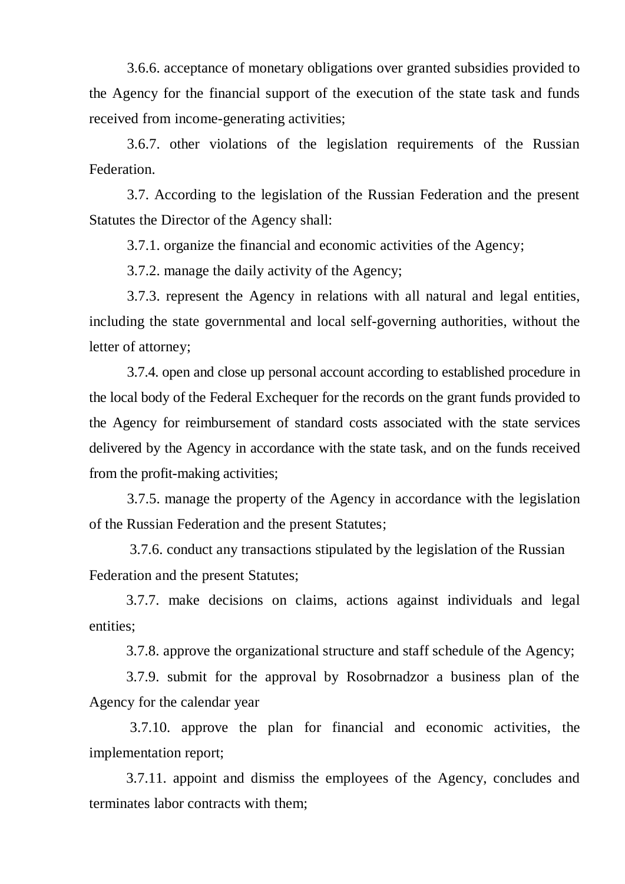3.6.6. acceptance of monetary obligations over granted subsidies provided to the Agency for the financial support of the execution of the state task and funds received from income-generating activities;

3.6.7. other violations of the legislation requirements of the Russian Federation.

3.7. According to the legislation of the Russian Federation and the present Statutes the Director of the Agency shall:

3.7.1. organize the financial and economic activities of the Agency;

3.7.2. manage the daily activity of the Agency;

3.7.3. represent the Agency in relations with all natural and legal entities, including the state governmental and local self-governing authorities, without the letter of attorney;

3.7.4. open and close up personal account according to established procedure in the local body of the Federal Exchequer for the records on the grant funds provided to the Agency for reimbursement of standard costs associated with the state services delivered by the Agency in accordance with the state task, and on the funds received from the profit-making activities;

3.7.5. manage the property of the Agency in accordance with the legislation of the Russian Federation and the present Statutes;

3.7.6. conduct any transactions stipulated by the legislation of the Russian Federation and the present Statutes;

3.7.7. make decisions on claims, actions against individuals and legal entities;

3.7.8. approve the organizational structure and staff schedule of the Agency;

3.7.9. submit for the approval by Rosobrnadzor a business plan of the Agency for the calendar year

3.7.10. approve the plan for financial and economic activities, the implementation report;

3.7.11. appoint and dismiss the employees of the Agency, concludes and terminates labor contracts with them;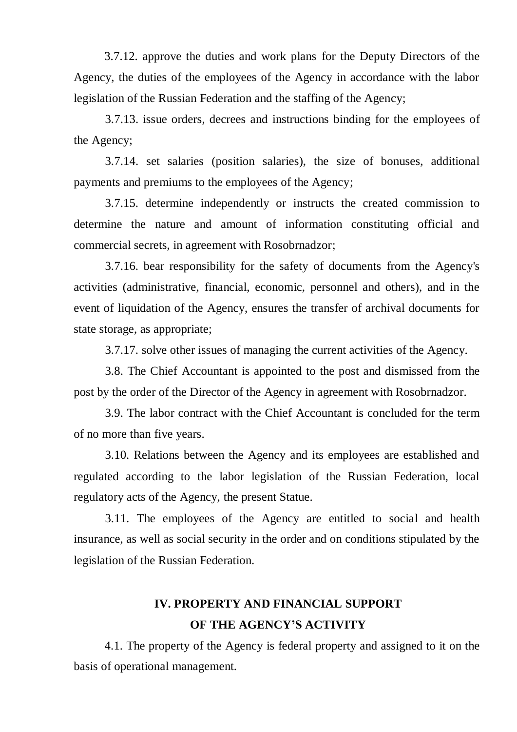3.7.12. approve the duties and work plans for the Deputy Directors of the Agency, the duties of the employees of the Agency in accordance with the labor legislation of the Russian Federation and the staffing of the Agency;

3.7.13. issue orders, decrees and instructions binding for the employees of the Agency;

3.7.14. set salaries (position salaries), the size of bonuses, additional payments and premiums to the employees of the Agency;

3.7.15. determine independently or instructs the created commission to determine the nature and amount of information constituting official and commercial secrets, in agreement with Rosobrnadzor;

3.7.16. bear responsibility for the safety of documents from the Agency's activities (administrative, financial, economic, personnel and others), and in the event of liquidation of the Agency, ensures the transfer of archival documents for state storage, as appropriate;

3.7.17. solve other issues of managing the current activities of the Agency.

3.8. The Chief Accountant is appointed to the post and dismissed from the post by the order of the Director of the Agency in agreement with Rosobrnadzor.

3.9. The labor contract with the Chief Accountant is concluded for the term of no more than five years.

3.10. Relations between the Agency and its employees are established and regulated according to the labor legislation of the Russian Federation, local regulatory acts of the Agency, the present Statue.

3.11. The employees of the Agency are entitled to social and health insurance, as well as social security in the order and on conditions stipulated by the legislation of the Russian Federation.

## IV. PROPERTY AND FINANCIAL SUPPORT OF THE AGENCY'S ACTIVITY

4.1. The property of the Agency is federal property and assigned to it on the basis of operational management.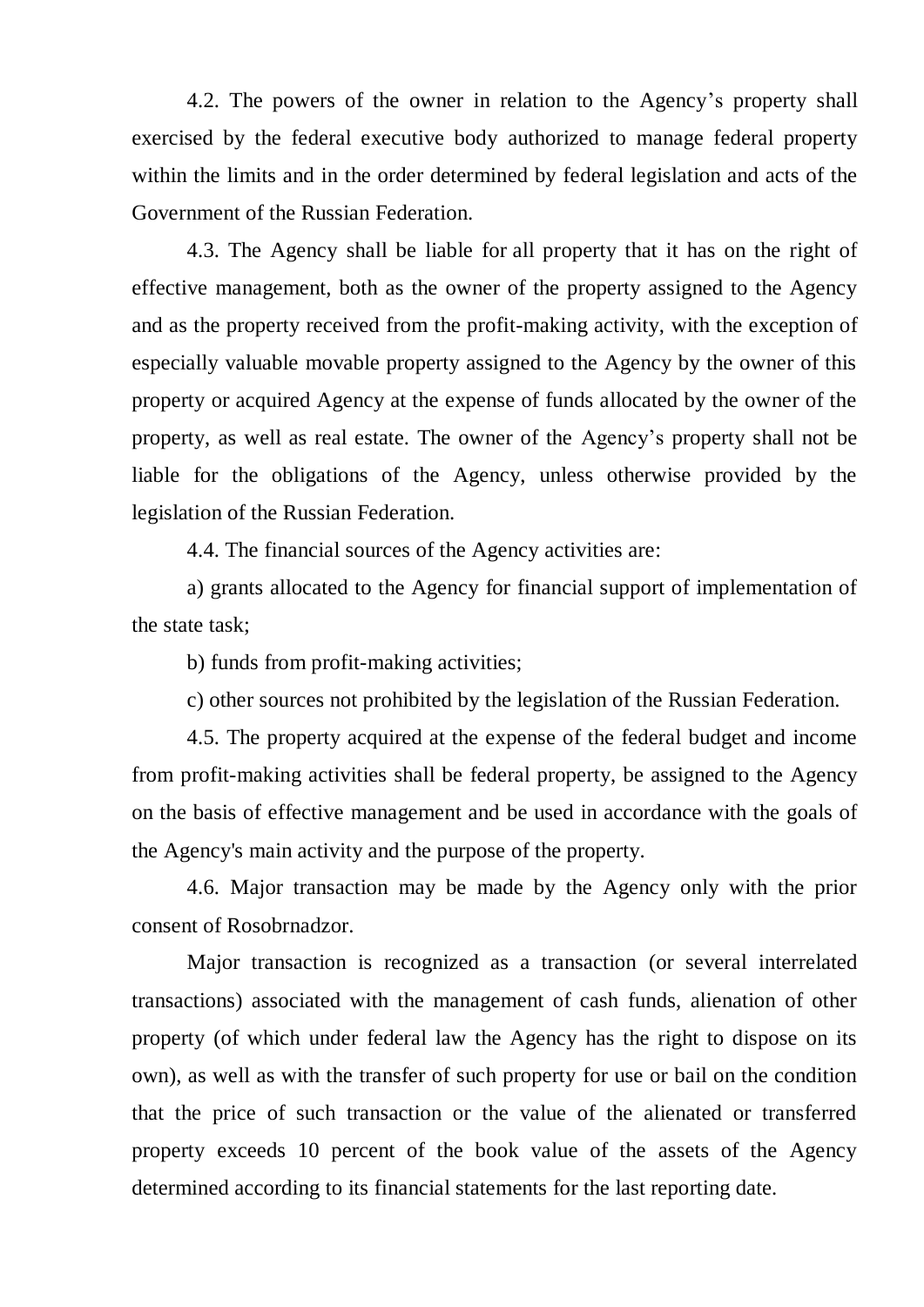4.2. The powers of the owner in relation to the Agency's property shall exercised by the federal executive body authorized to manage federal property within the limits and in the order determined by federal legislation and acts of the Government of the Russian Federation.

4.3. The Agency shall be liable for all property that it has on the right of effective management, both as the owner of the property assigned to the Agency and as the property received from the profit-making activity, with the exception of especially valuable movable property assigned to the Agency by the owner of this property or acquired Agency at the expense of funds allocated by the owner of the property, as well as real estate. The owner of the Agency's property shall not be liable for the obligations of the Agency, unless otherwise provided by the legislation of the Russian Federation.

4.4. The financial sources of the Agency activities are:

a) grants allocated to the Agency for financial support of implementation of the state task;

b) funds from profit-making activities;

c) other sources not prohibited by the legislation of the Russian Federation.

4.5. The property acquired at the expense of the federal budget and income from profit-making activities shall be federal property, be assigned to the Agency on the basis of effective management and be used in accordance with the goals of the Agency's main activity and the purpose of the property.

4.6. Major transaction may be made by the Agency only with the prior consent of Rosobrnadzor.

Major transaction is recognized as a transaction (or several interrelated transactions) associated with the management of cash funds, alienation of other property (of which under federal law the Agency has the right to dispose on its own), as well as with the transfer of such property for use or bail on the condition that the price of such transaction or the value of the alienated or transferred property exceeds 10 percent of the book value of the assets of the Agency determined according to its financial statements for the last reporting date.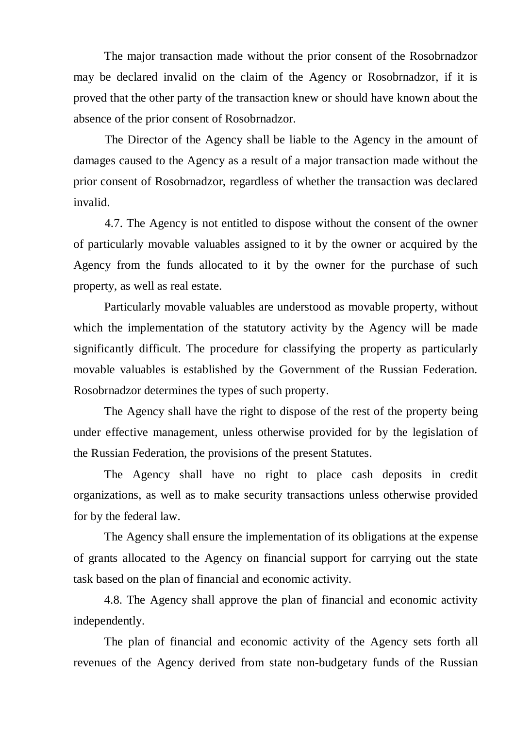The major transaction made without the prior consent of the Rosobrnadzor may be declared invalid on the claim of the Agency or Rosobrnadzor, if it is proved that the other party of the transaction knew or should have known about the absence of the prior consent of Rosobrnadzor.

The Director of the Agency shall be liable to the Agency in the amount of damages caused to the Agency as a result of a major transaction made without the prior consent of Rosobrnadzor, regardless of whether the transaction was declared invalid.

4.7. The Agency is not entitled to dispose without the consent of the owner of particularly movable valuables assigned to it by the owner or acquired by the Agency from the funds allocated to it by the owner for the purchase of such property, as well as real estate.

Particularly movable valuables are understood as movable property, without which the implementation of the statutory activity by the Agency will be made significantly difficult. The procedure for classifying the property as particularly movable valuables is established by the Government of the Russian Federation. Rosobrnadzor determines the types of such property.

The Agency shall have the right to dispose of the rest of the property being under effective management, unless otherwise provided for by the legislation of the Russian Federation, the provisions of the present Statutes.

The Agency shall have no right to place cash deposits in credit organizations, as well as to make security transactions unless otherwise provided for by the federal law.

The Agency shall ensure the implementation of its obligations at the expense of grants allocated to the Agency on financial support for carrying out the state task based on the plan of financial and economic activity.

4.8. The Agency shall approve the plan of financial and economic activity independently.

The plan of financial and economic activity of the Agency sets forth all revenues of the Agency derived from state non-budgetary funds of the Russian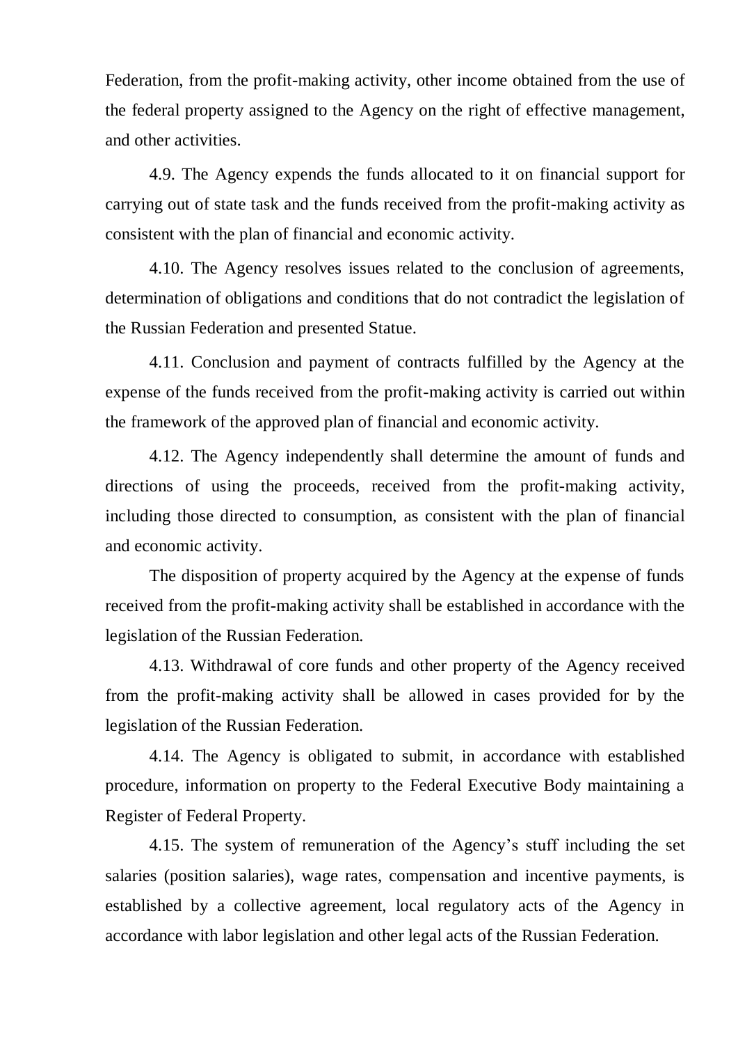Federation, from the profit-making activity, other income obtained from the use of the federal property assigned to the Agency on the right of effective management, and other activities.

4.9. The Agency expends the funds allocated to it on financial support for carrying out of state task and the funds received from the profit-making activity as consistent with the plan of financial and economic activity.

4.10. The Agency resolves issues related to the conclusion of agreements, determination of obligations and conditions that do not contradict the legislation of the Russian Federation and presented Statue.

4.11. Conclusion and payment of contracts fulfilled by the Agency at the expense of the funds received from the profit-making activity is carried out within the framework of the approved plan of financial and economic activity.

4.12. The Agency independently shall determine the amount of funds and directions of using the proceeds, received from the profit-making activity, including those directed to consumption, as consistent with the plan of financial and economic activity.

The disposition of property acquired by the Agency at the expense of funds received from the profit-making activity shall be established in accordance with the legislation of the Russian Federation.

4.13. Withdrawal of core funds and other property of the Agency received from the profit-making activity shall be allowed in cases provided for by the legislation of the Russian Federation.

4.14. The Agency is obligated to submit, in accordance with established procedure, information on property to the Federal Executive Body maintaining a Register of Federal Property.

4.15. The system of remuneration of the Agency's stuff including the set salaries (position salaries), wage rates, compensation and incentive payments, is established by a collective agreement, local regulatory acts of the Agency in accordance with labor legislation and other legal acts of the Russian Federation.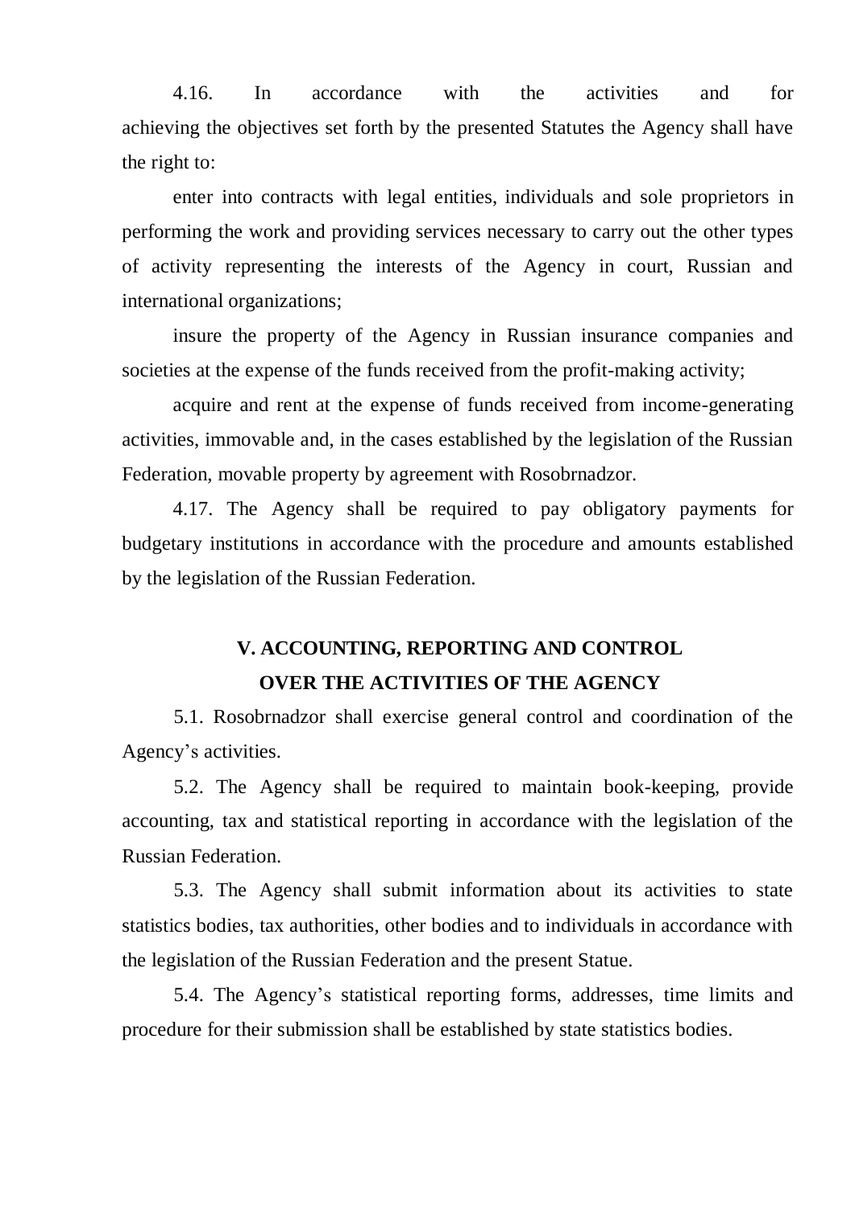4.16. In accordance with the activities and for achieving the objectives set forth by the presented Statutes the Agency shall have the right to:

enter into contracts with legal entities, individuals and sole proprietors in performing the work and providing services necessary to carry out the other types of activity representing the interests of the Agency in court, Russian and international organizations;

insure the property of the Agency in Russian insurance companies and societies at the expense of the funds received from the profit-making activity;

acquire and rent at the expense of funds received from income-generating activities, immovable and, in the cases established by the legislation of the Russian Federation, movable property by agreement with Rosobrnadzor.

4.17. The Agency shall be required to pay obligatory payments for budgetary institutions in accordance with the procedure and amounts established by the legislation of the Russian Federation.

## V. ACCOUNTING, REPORTING AND CONTROL OVER THE ACTIVITIES OF THE AGENCY

5.1. Rosobrnadzor shall exercise general control and coordination of the Agency's activities.

5.2. The Agency shall be required to maintain book-keeping, provide accounting, tax and statistical reporting in accordance with the legislation of the Russian Federation.

5.3. The Agency shall submit information about its activities to state statistics bodies, tax authorities, other bodies and to individuals in accordance with the legislation of the Russian Federation and the present Statue.

5.4. The Agency's statistical reporting forms, addresses, time limits and procedure for their submission shall be established by state statistics bodies.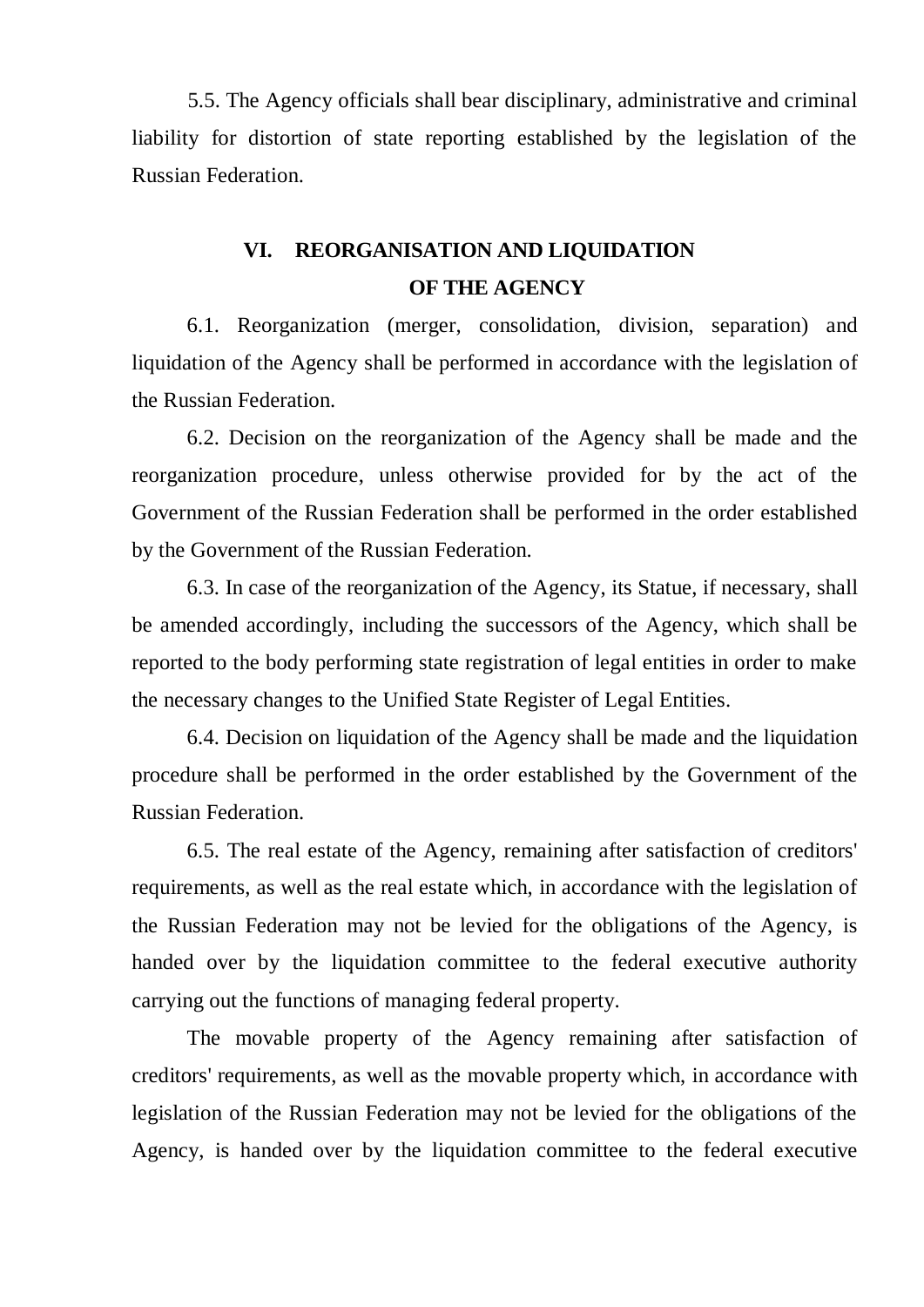5.5. The Agency officials shall bear disciplinary, administrative and criminal liability for distortion of state reporting established by the legislation of the Russian Federation.

## VI. REORGANISATION AND LIQUIDATION OF THE AGENCY

6.1. Reorganization (merger, consolidation, division, separation) and liquidation of the Agency shall be performed in accordance with the legislation of the Russian Federation.

6.2. Decision on the reorganization of the Agency shall be made and the reorganization procedure, unless otherwise provided for by the act of the Government of the Russian Federation shall be performed in the order established by the Government of the Russian Federation.

6.3. In case of the reorganization of the Agency, its Statue, if necessary, shall be amended accordingly, including the successors of the Agency, which shall be reported to the body performing state registration of legal entities in order to make the necessary changes to the Unified State Register of Legal Entities.

6.4. Decision on liquidation of the Agency shall be made and the liquidation procedure shall be performed in the order established by the Government of the Russian Federation.

6.5. The real estate of the Agency, remaining after satisfaction of creditors' requirements, as well as the real estate which, in accordance with the legislation of the Russian Federation may not be levied for the obligations of the Agency, is handed over by the liquidation committee to the federal executive authority carrying out the functions of managing federal property.

The movable property of the Agency remaining after satisfaction of creditors' requirements, as well as the movable property which, in accordance with legislation of the Russian Federation may not be levied for the obligations of the Agency, is handed over by the liquidation committee to the federal executive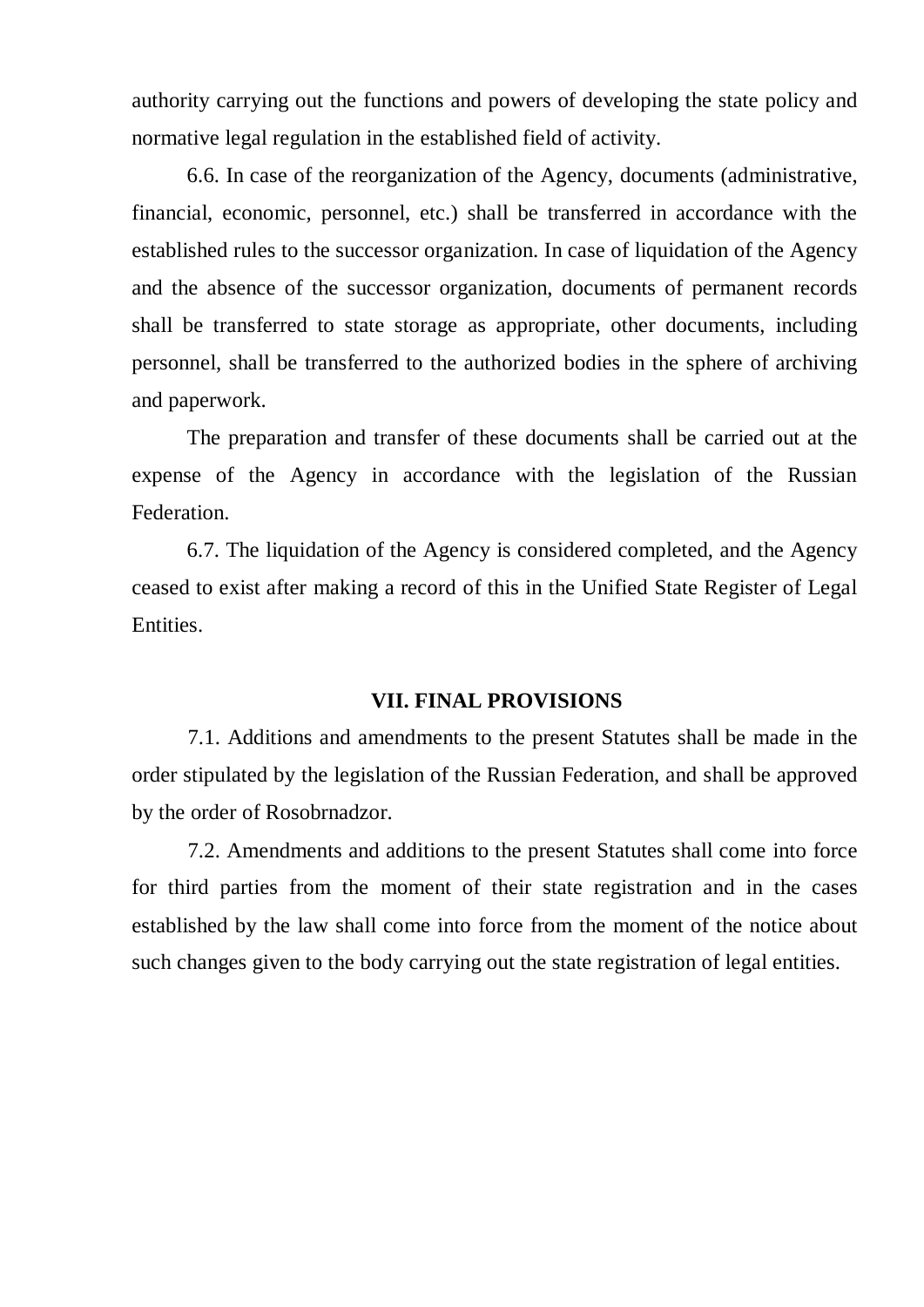authority carrying out the functions and powers of developing the state policy and normative legal regulation in the established field of activity.

6.6. In case of the reorganization of the Agency, documents (administrative, financial, economic, personnel, etc.) shall be transferred in accordance with the established rules to the successor organization. In case of liquidation of the Agency and the absence of the successor organization, documents of permanent records shall be transferred to state storage as appropriate, other documents, including personnel, shall be transferred to the authorized bodies in the sphere of archiving and paperwork.

The preparation and transfer of these documents shall be carried out at the expense of the Agency in accordance with the legislation of the Russian Federation.

6.7. The liquidation of the Agency is considered completed, and the Agency ceased to exist after making a record of this in the Unified State Register of Legal Entities.

## VII. FINAL PROVISIONS

7.1. Additions and amendments to the present Statutes shall be made in the order stipulated by the legislation of the Russian Federation, and shall be approved by the order of Rosobrnadzor.

7.2. Amendments and additions to the present Statutes shall come into force for third parties from the moment of their state registration and in the cases established by the law shall come into force from the moment of the notice about such changes given to the body carrying out the state registration of legal entities.